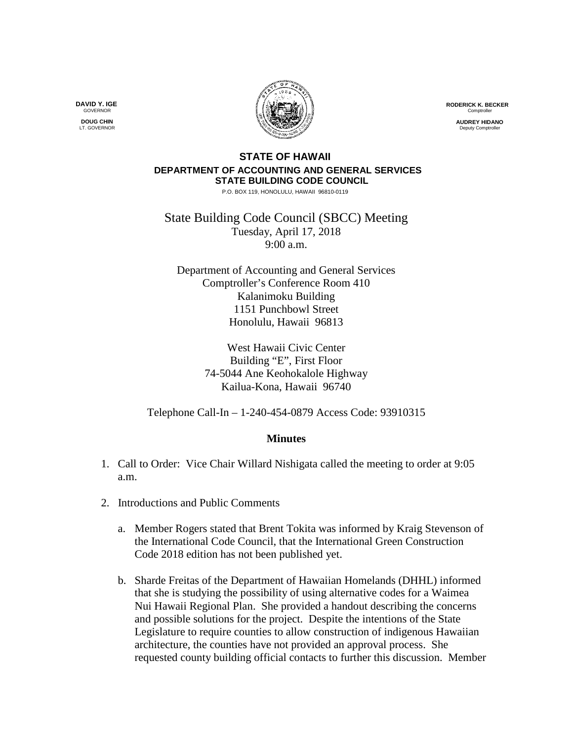**DAVID Y. IGE**
GOVERNOR

**DOUG CHIN**
LT. GOVERNOR

**RODERICK K. BECKER**
Comptroller

**AUDREY HIDANO**
Deputy Comptroller

**STATE OF HAWAII**
**DEPARTMENT OF ACCOUNTING AND GENERAL SERVICES**
**STATE BUILDING CODE COUNCIL**
P.O. BOX 119, HONOLULU, HAWAII 96810-0119

State Building Code Council (SBCC) Meeting
Tuesday, April 17, 2018
9:00 a.m.

Department of Accounting and General Services
Comptroller's Conference Room 410
Kalanimoku Building
1151 Punchbowl Street
Honolulu, Hawaii 96813

West Hawaii Civic Center
Building "E", First Floor
74-5044 Ane Keohokalole Highway
Kailua-Kona, Hawaii 96740

Telephone Call-In – 1-240-454-0879 Access Code: 93910315

## Minutes

1. Call to Order: Vice Chair Willard Nishigata called the meeting to order at 9:05 a.m.

2. Introductions and Public Comments

   a. Member Rogers stated that Brent Tokita was informed by Kraig Stevenson of the International Code Council, that the International Green Construction Code 2018 edition has not been published yet.

   b. Sharde Freitas of the Department of Hawaiian Homelands (DHHL) informed that she is studying the possibility of using alternative codes for a Waimea Nui Hawaii Regional Plan. She provided a handout describing the concerns and possible solutions for the project. Despite the intentions of the State Legislature to require counties to allow construction of indigenous Hawaiian architecture, the counties have not provided an approval process. She requested county building official contacts to further this discussion. Member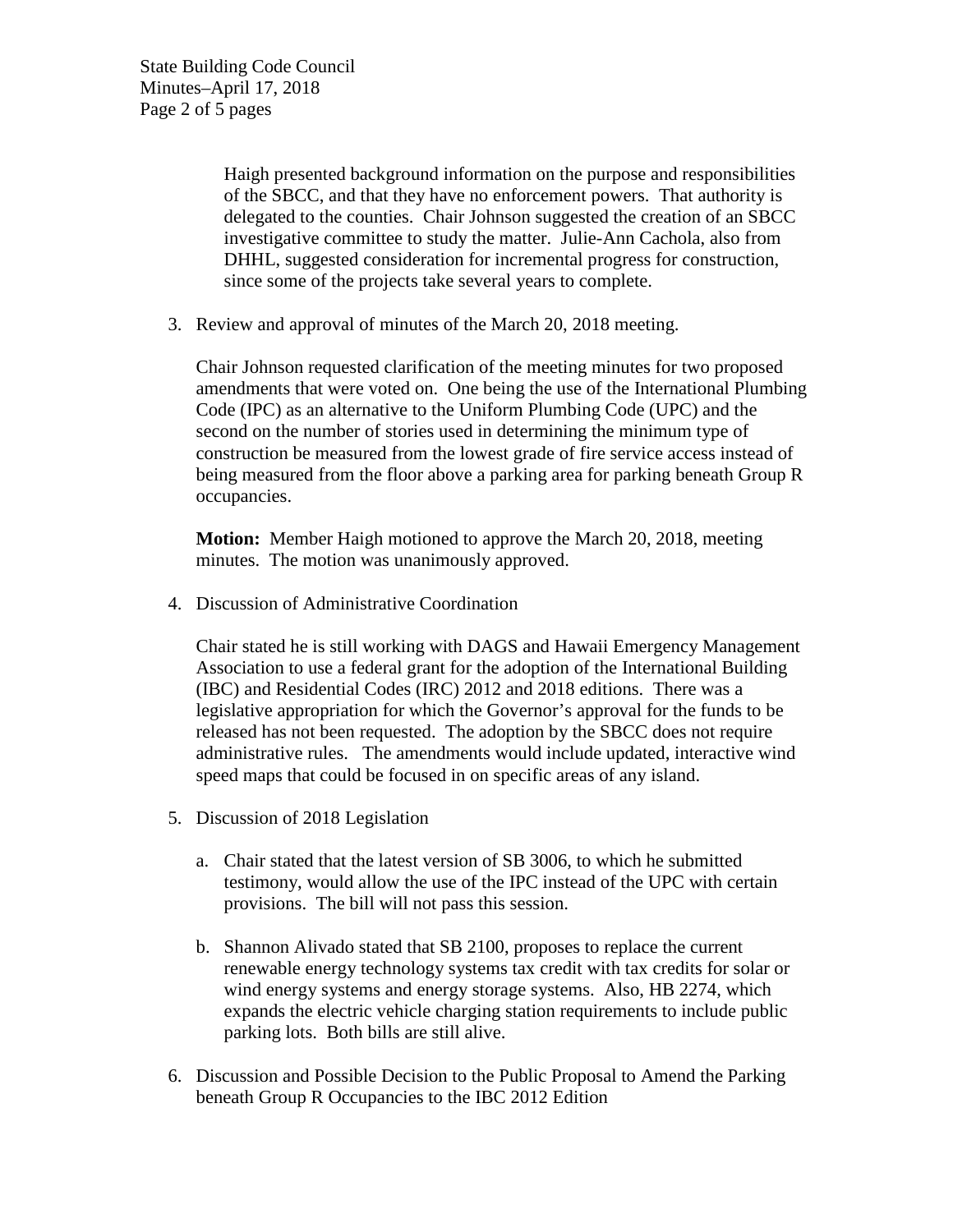Haigh presented background information on the purpose and responsibilities of the SBCC, and that they have no enforcement powers. That authority is delegated to the counties. Chair Johnson suggested the creation of an SBCC investigative committee to study the matter. Julie-Ann Cachola, also from DHHL, suggested consideration for incremental progress for construction, since some of the projects take several years to complete.

3. Review and approval of minutes of the March 20, 2018 meeting.

   Chair Johnson requested clarification of the meeting minutes for two proposed amendments that were voted on. One being the use of the International Plumbing Code (IPC) as an alternative to the Uniform Plumbing Code (UPC) and the second on the number of stories used in determining the minimum type of construction be measured from the lowest grade of fire service access instead of being measured from the floor above a parking area for parking beneath Group R occupancies.

   **Motion:** Member Haigh motioned to approve the March 20, 2018, meeting minutes. The motion was unanimously approved.

4. Discussion of Administrative Coordination

   Chair stated he is still working with DAGS and Hawaii Emergency Management Association to use a federal grant for the adoption of the International Building (IBC) and Residential Codes (IRC) 2012 and 2018 editions. There was a legislative appropriation for which the Governor's approval for the funds to be released has not been requested. The adoption by the SBCC does not require administrative rules. The amendments would include updated, interactive wind speed maps that could be focused in on specific areas of any island.

5. Discussion of 2018 Legislation

   a. Chair stated that the latest version of SB 3006, to which he submitted testimony, would allow the use of the IPC instead of the UPC with certain provisions. The bill will not pass this session.

   b. Shannon Alivado stated that SB 2100, proposes to replace the current renewable energy technology systems tax credit with tax credits for solar or wind energy systems and energy storage systems. Also, HB 2274, which expands the electric vehicle charging station requirements to include public parking lots. Both bills are still alive.

6. Discussion and Possible Decision to the Public Proposal to Amend the Parking beneath Group R Occupancies to the IBC 2012 Edition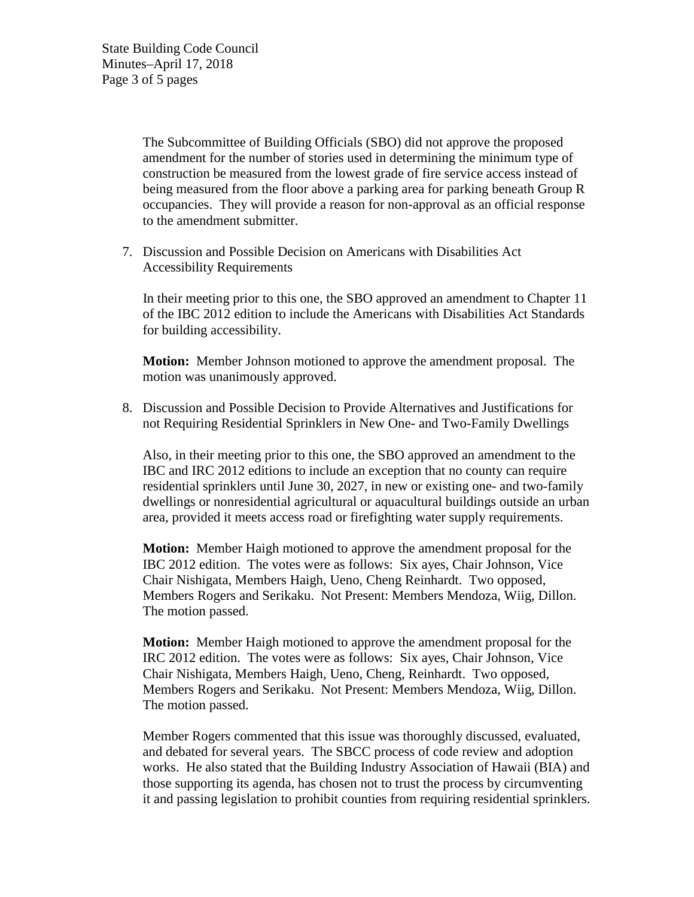The Subcommittee of Building Officials (SBO) did not approve the proposed amendment for the number of stories used in determining the minimum type of construction be measured from the lowest grade of fire service access instead of being measured from the floor above a parking area for parking beneath Group R occupancies. They will provide a reason for non-approval as an official response to the amendment submitter.

7. Discussion and Possible Decision on Americans with Disabilities Act Accessibility Requirements

   In their meeting prior to this one, the SBO approved an amendment to Chapter 11 of the IBC 2012 edition to include the Americans with Disabilities Act Standards for building accessibility.

   **Motion:** Member Johnson motioned to approve the amendment proposal. The motion was unanimously approved.

8. Discussion and Possible Decision to Provide Alternatives and Justifications for not Requiring Residential Sprinklers in New One- and Two-Family Dwellings

   Also, in their meeting prior to this one, the SBO approved an amendment to the IBC and IRC 2012 editions to include an exception that no county can require residential sprinklers until June 30, 2027, in new or existing one- and two-family dwellings or nonresidential agricultural or aquacultural buildings outside an urban area, provided it meets access road or firefighting water supply requirements.

   **Motion:** Member Haigh motioned to approve the amendment proposal for the IBC 2012 edition. The votes were as follows: Six ayes, Chair Johnson, Vice Chair Nishigata, Members Haigh, Ueno, Cheng Reinhardt. Two opposed, Members Rogers and Serikaku. Not Present: Members Mendoza, Wiig, Dillon. The motion passed.

   **Motion:** Member Haigh motioned to approve the amendment proposal for the IRC 2012 edition. The votes were as follows: Six ayes, Chair Johnson, Vice Chair Nishigata, Members Haigh, Ueno, Cheng, Reinhardt. Two opposed, Members Rogers and Serikaku. Not Present: Members Mendoza, Wiig, Dillon. The motion passed.

   Member Rogers commented that this issue was thoroughly discussed, evaluated, and debated for several years. The SBCC process of code review and adoption works. He also stated that the Building Industry Association of Hawaii (BIA) and those supporting its agenda, has chosen not to trust the process by circumventing it and passing legislation to prohibit counties from requiring residential sprinklers.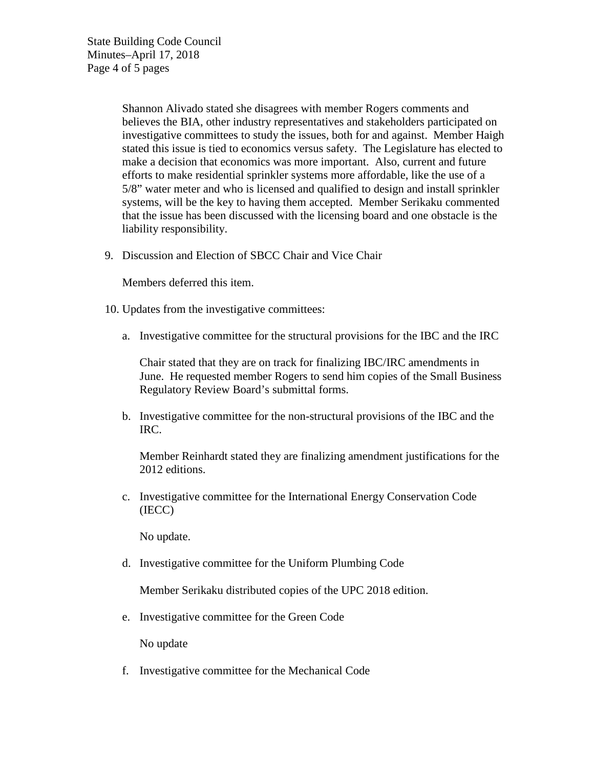Shannon Alivado stated she disagrees with member Rogers comments and believes the BIA, other industry representatives and stakeholders participated on investigative committees to study the issues, both for and against. Member Haigh stated this issue is tied to economics versus safety. The Legislature has elected to make a decision that economics was more important. Also, current and future efforts to make residential sprinkler systems more affordable, like the use of a 5/8" water meter and who is licensed and qualified to design and install sprinkler systems, will be the key to having them accepted. Member Serikaku commented that the issue has been discussed with the licensing board and one obstacle is the liability responsibility.

9. Discussion and Election of SBCC Chair and Vice Chair

   Members deferred this item.

10. Updates from the investigative committees:

    a. Investigative committee for the structural provisions for the IBC and the IRC

       Chair stated that they are on track for finalizing IBC/IRC amendments in June. He requested member Rogers to send him copies of the Small Business Regulatory Review Board's submittal forms.

    b. Investigative committee for the non-structural provisions of the IBC and the IRC.

       Member Reinhardt stated they are finalizing amendment justifications for the 2012 editions.

    c. Investigative committee for the International Energy Conservation Code (IECC)

       No update.

    d. Investigative committee for the Uniform Plumbing Code

       Member Serikaku distributed copies of the UPC 2018 edition.

    e. Investigative committee for the Green Code

       No update

    f. Investigative committee for the Mechanical Code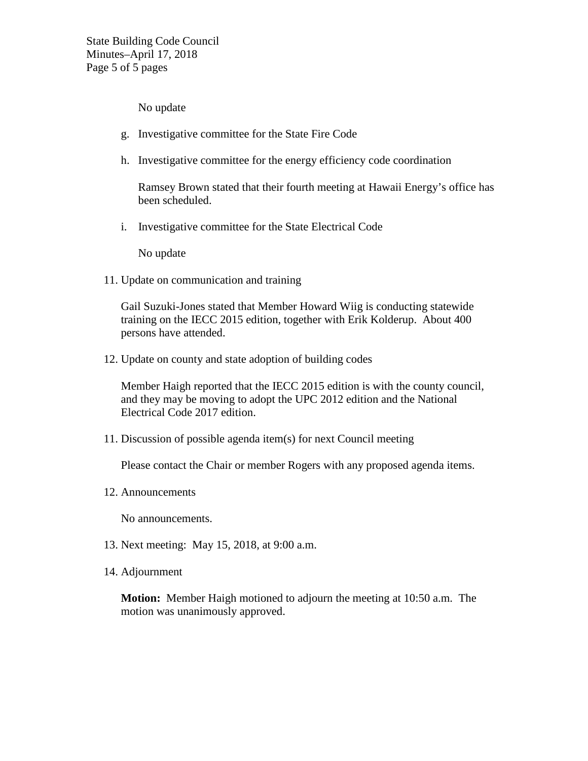No update

g. Investigative committee for the State Fire Code

h. Investigative committee for the energy efficiency code coordination

   Ramsey Brown stated that their fourth meeting at Hawaii Energy's office has been scheduled.

i. Investigative committee for the State Electrical Code

   No update

11. Update on communication and training

    Gail Suzuki-Jones stated that Member Howard Wiig is conducting statewide training on the IECC 2015 edition, together with Erik Kolderup. About 400 persons have attended.

12. Update on county and state adoption of building codes

    Member Haigh reported that the IECC 2015 edition is with the county council, and they may be moving to adopt the UPC 2012 edition and the National Electrical Code 2017 edition.

11. Discussion of possible agenda item(s) for next Council meeting

    Please contact the Chair or member Rogers with any proposed agenda items.

12. Announcements

    No announcements.

13. Next meeting: May 15, 2018, at 9:00 a.m.

14. Adjournment

    **Motion:** Member Haigh motioned to adjourn the meeting at 10:50 a.m. The motion was unanimously approved.